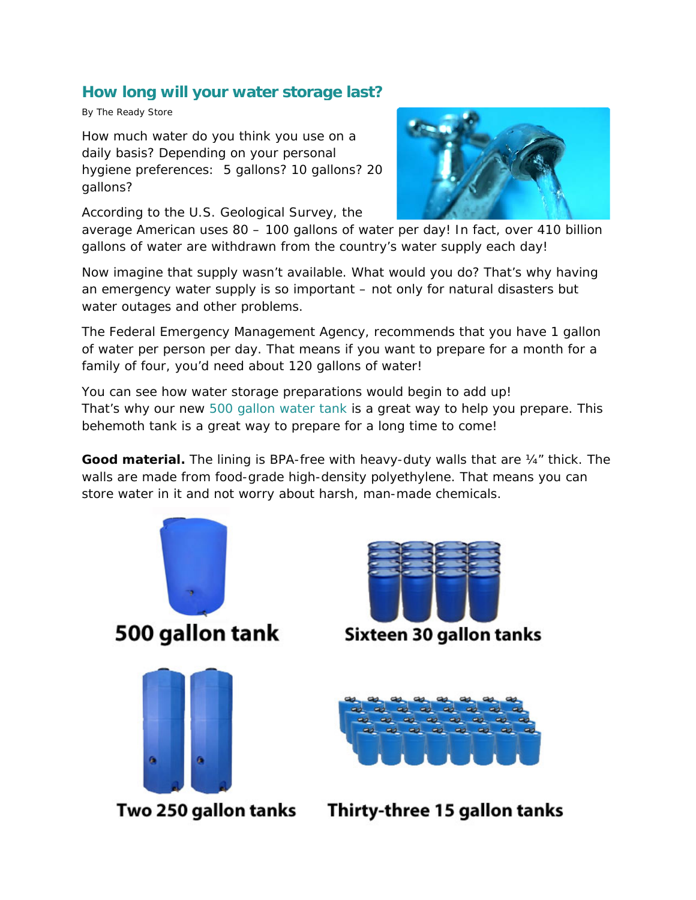## How long will your water storage last?

By The Ready Store

How much water do you think you use on a daily basis? Depending on your personal hygiene preferences: 5 gallons? 10 gallons? 20 gallons?

According to the U.S. Geological Survey, the average American uses 80 – 100 gallons of water per day! In fact, over 410 billion gallons of water are withdrawn from the country's water supply each day!

Now imagine that supply wasn't available. What would you do? That's why having an emergency water supply is so important – not only for natural disasters but water outages and other problems.

The Federal Emergency Management Agency, recommends that you have 1 gallon of water per person per day. That means if you want to prepare for a month for a family of four, you'd need about 120 gallons of water!

You can see how water storage preparations would begin to add up! That's why our new 500 gallon water tank is a great way to help you prepare. This behemoth tank is a great way to prepare for a long time to come!

**Good material.** The lining is BPA-free with heavy-duty walls that are ¼" thick. The walls are made from food-grade high-density polyethylene. That means you can store water in it and not worry about harsh, man-made chemicals.

500 gallon tank

Sixteen 30 gallon tanks

Two 250 gallon tanks

Thirty-three 15 gallon tanks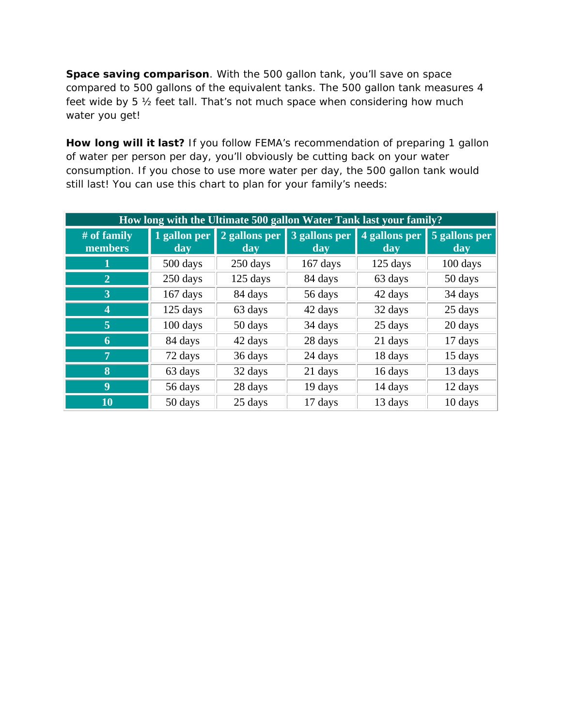**Space saving comparison**. With the 500 gallon tank, you'll save on space compared to 500 gallons of the equivalent tanks. The 500 gallon tank measures 4 feet wide by 5 ½ feet tall. That's not much space when considering how much water you get!

**How long will it last?** If you follow FEMA's recommendation of preparing 1 gallon of water per person per day, you'll obviously be cutting back on your water consumption. If you chose to use more water per day, the 500 gallon tank would still last! You can use this chart to plan for your family's needs:

| How long with the Ultimate 500 gallon Water Tank last your family? | | | | | |
|---|---|---|---|---|---|
| **# of family members** | **1 gallon per day** | **2 gallons per day** | **3 gallons per day** | **4 gallons per day** | **5 gallons per day** |
| **1** | 500 days | 250 days | 167 days | 125 days | 100 days |
| **2** | 250 days | 125 days | 84 days | 63 days | 50 days |
| **3** | 167 days | 84 days | 56 days | 42 days | 34 days |
| **4** | 125 days | 63 days | 42 days | 32 days | 25 days |
| **5** | 100 days | 50 days | 34 days | 25 days | 20 days |
| **6** | 84 days | 42 days | 28 days | 21 days | 17 days |
| **7** | 72 days | 36 days | 24 days | 18 days | 15 days |
| **8** | 63 days | 32 days | 21 days | 16 days | 13 days |
| **9** | 56 days | 28 days | 19 days | 14 days | 12 days |
| **10** | 50 days | 25 days | 17 days | 13 days | 10 days |